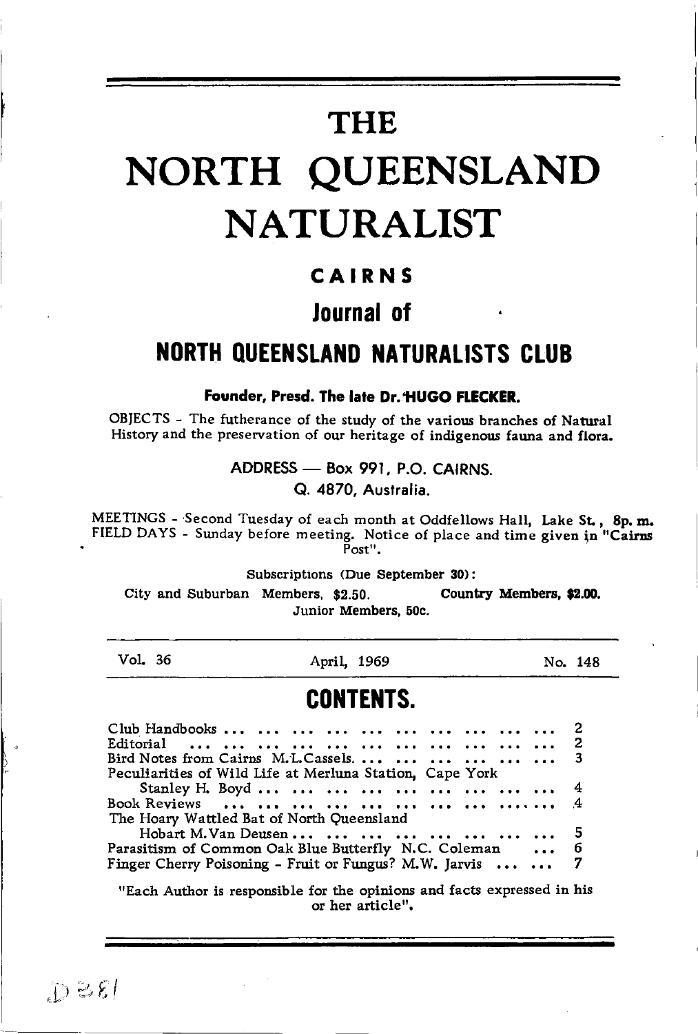# THE NORTH QUEENSLAND NATURALIST

## CAIRNS

## Journal of

## NORTH QUEENSLAND NATURALISTS CLUB

**Founder, Presd. The late Dr. HUGO FLECKER.**

OBJECTS - The futherance of the study of the various branches of Natural History and the preservation of our heritage of indigenous fauna and flora.

ADDRESS — Box 991, P.O. CAIRNS.
Q. 4870, Australia.

MEETINGS - Second Tuesday of each month at Oddfellows Hall, Lake St., **8p. m.**
FIELD DAYS - Sunday before meeting. Notice of place and time given in "Cairns Post".

Subscriptions (Due September 30):

City and Suburban Members, $2.50. **Country Members, $2.00.**
Junior Members, 50c.

Vol. 36 — April, 1969 — No. 148

## CONTENTS.

| | |
|---|---|
| Club Handbooks | 2 |
| Editorial | 2 |
| Bird Notes from Cairns M.L.Cassels. | 3 |
| Peculiarities of Wild Life at Merluna Station, Cape York Stanley H. Boyd | 4 |
| Book Reviews | 4 |
| The Hoary Wattled Bat of North Queensland Hobart M. Van Deusen | 5 |
| Parasitism of Common Oak Blue Butterfly N.C. Coleman | 6 |
| Finger Cherry Poisoning - Fruit or Fungus? M.W. Jarvis | 7 |

"Each Author is responsible for the opinions and facts expressed in his or her article".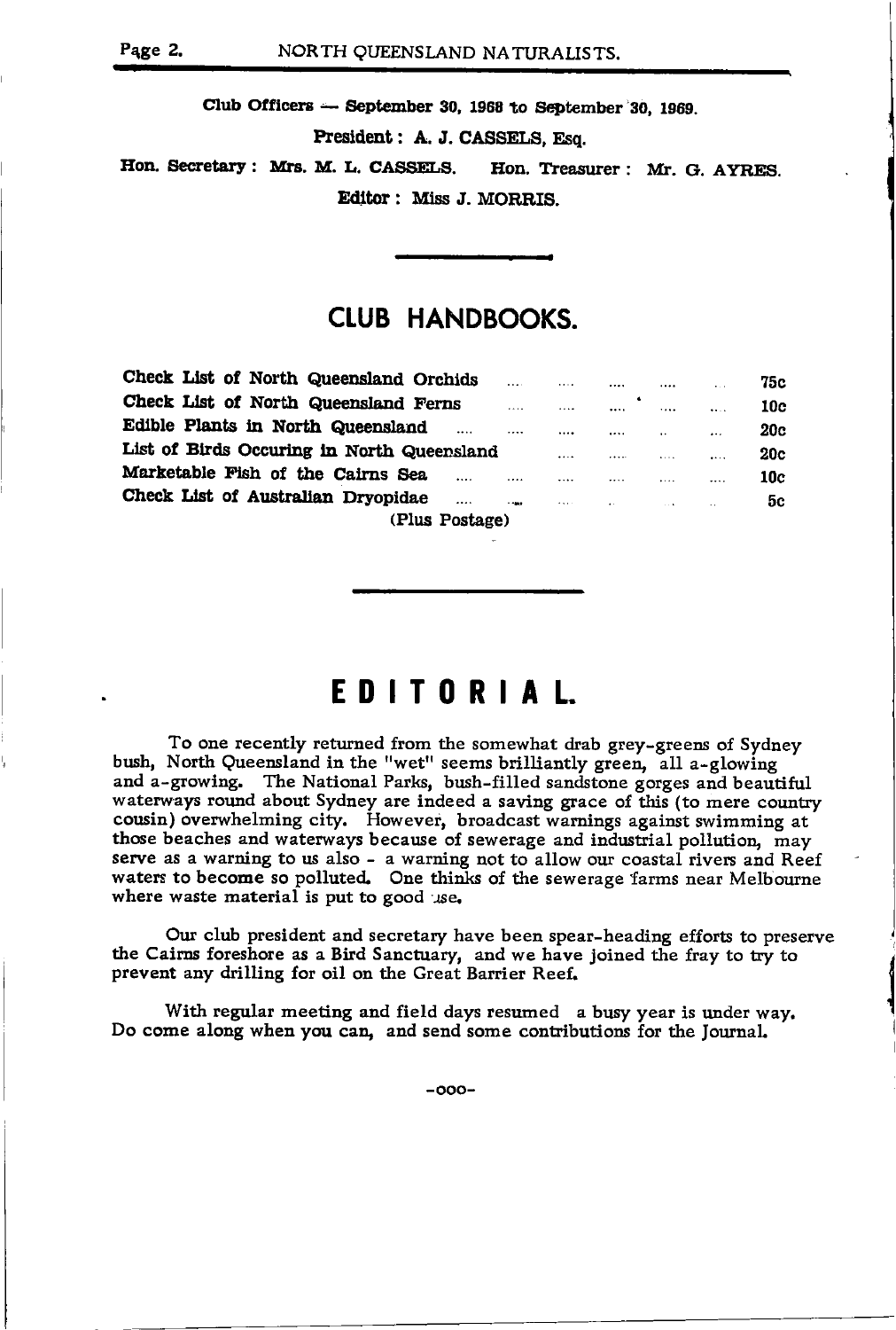Club Officers — September 30, 1968 to September 30, 1969.

President: A. J. CASSELS, Esq.

Hon. Secretary: Mrs. M. L. CASSELS. Hon. Treasurer: Mr. G. AYRES.

Editor: Miss J. MORRIS.

## CLUB HANDBOOKS.

| | |
|---|---|
| Check List of North Queensland Orchids | 75c |
| Check List of North Queensland Ferns | 10c |
| Edible Plants in North Queensland | 20c |
| List of Birds Occuring in North Queensland | 20c |
| Marketable Fish of the Cairns Sea | 10c |
| Check List of Australian Dryopidae | 5c |

(Plus Postage)

# EDITORIAL.

To one recently returned from the somewhat drab grey-greens of Sydney bush, North Queensland in the "wet" seems brilliantly green, all a-glowing and a-growing. The National Parks, bush-filled sandstone gorges and beautiful waterways round about Sydney are indeed a saving grace of this (to mere country cousin) overwhelming city. However, broadcast warnings against swimming at those beaches and waterways because of sewerage and industrial pollution, may serve as a warning to us also - a warning not to allow our coastal rivers and Reef waters to become so polluted. One thinks of the sewerage farms near Melbourne where waste material is put to good use.

Our club president and secretary have been spear-heading efforts to preserve the Cairns foreshore as a Bird Sanctuary, and we have joined the fray to try to prevent any drilling for oil on the Great Barrier Reef.

With regular meeting and field days resumed a busy year is under way. Do come along when you can, and send some contributions for the Journal.

-ooo-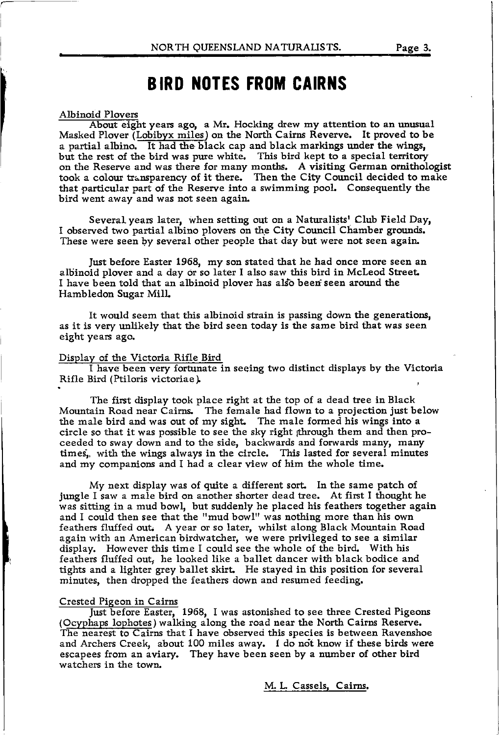# BIRD NOTES FROM CAIRNS

Albinoid Plovers

About eight years ago, a Mr. Hocking drew my attention to an unusual Masked Plover (Lobibyx miles) on the North Cairns Reverve. It proved to be a partial albino. It had the black cap and black markings under the wings, but the rest of the bird was pure white. This bird kept to a special territory on the Reserve and was there for many months. A visiting German ornithologist took a colour transparency of it there. Then the City Council decided to make that particular part of the Reserve into a swimming pool. Consequently the bird went away and was not seen again.

Several years later, when setting out on a Naturalists' Club Field Day, I observed two partial albino plovers on the City Council Chamber grounds. These were seen by several other people that day but were not seen again.

Just before Easter 1968, my son stated that he had once more seen an albinoid plover and a day or so later I also saw this bird in McLeod Street. I have been told that an albinoid plover has also been seen around the Hambledon Sugar Mill.

It would seem that this albinoid strain is passing down the generations, as it is very unlikely that the bird seen today is the same bird that was seen eight years ago.

Display of the Victoria Rifle Bird

I have been very fortunate in seeing two distinct displays by the Victoria Rifle Bird (Ptiloris victoriae).

The first display took place right at the top of a dead tree in Black Mountain Road near Cairns. The female had flown to a projection just below the male bird and was out of my sight. The male formed his wings into a circle so that it was possible to see the sky right through them and then proceeded to sway down and to the side, backwards and forwards many, many times, with the wings always in the circle. This lasted for several minutes and my companions and I had a clear view of him the whole time.

My next display was of quite a different sort. In the same patch of jungle I saw a male bird on another shorter dead tree. At first I thought he was sitting in a mud bowl, but suddenly he placed his feathers together again and I could then see that the "mud bowl" was nothing more than his own feathers fluffed out. A year or so later, whilst along Black Mountain Road again with an American birdwatcher, we were privileged to see a similar display. However this time I could see the whole of the bird. With his feathers fluffed out, he looked like a ballet dancer with black bodice and tights and a lighter grey ballet skirt. He stayed in this position for several minutes, then dropped the feathers down and resumed feeding.

Crested Pigeon in Cairns

Just before Easter, 1968, I was astonished to see three Crested Pigeons (Ocyphaps lophotes) walking along the road near the North Cairns Reserve. The nearest to Cairns that I have observed this species is between Ravenshoe and Archers Creek, about 100 miles away. I do not know if these birds were escapees from an aviary. They have been seen by a number of other bird watchers in the town.

M. L. Cassels, Cairns.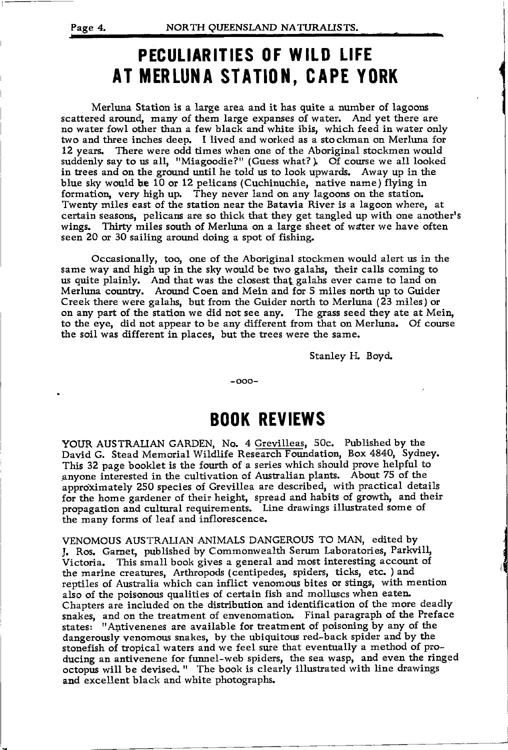# PECULIARITIES OF WILD LIFE AT MERLUNA STATION, CAPE YORK

Merluna Station is a large area and it has quite a number of lagoons scattered around, many of them large expanses of water. And yet there are no water fowl other than a few black and white ibis, which feed in water only two and three inches deep. I lived and worked as a stockman on Merluna for 12 years. There were odd times when one of the Aboriginal stockmen would suddenly say to us all, "Miagoodie?" (Guess what?). Of course we all looked in trees and on the ground until he told us to look upwards. Away up in the blue sky would be 10 or 12 pelicans (Cuchinuchie, native name) flying in formation, very high up. They never land on any lagoons on the station. Twenty miles east of the station near the Batavia River is a lagoon where, at certain seasons, pelicans are so thick that they get tangled up with one another's wings. Thirty miles south of Merluna on a large sheet of water we have often seen 20 or 30 sailing around doing a spot of fishing.

Occasionally, too, one of the Aboriginal stockmen would alert us in the same way and high up in the sky would be two galahs, their calls coming to us quite plainly. And that was the closest that galahs ever came to land on Merluna country. Around Coen and Mein and for 5 miles north up to Guider Creek there were galahs, but from the Guider north to Merluna (23 miles) or on any part of the station we did not see any. The grass seed they ate at Mein, to the eye, did not appear to be any different from that on Merluna. Of course the soil was different in places, but the trees were the same.

Stanley H. Boyd.

-ooo-

# BOOK REVIEWS

YOUR AUSTRALIAN GARDEN, No. 4 Grevilleas, 50c. Published by the David G. Stead Memorial Wildlife Research Foundation, Box 4840, Sydney. This 32 page booklet is the fourth of a series which should prove helpful to anyone interested in the cultivation of Australian plants. About 75 of the approximately 250 species of Grevillea are described, with practical details for the home gardener of their height, spread and habits of growth, and their propagation and cultural requirements. Line drawings illustrated some of the many forms of leaf and inflorescence.

VENOMOUS AUSTRALIAN ANIMALS DANGEROUS TO MAN, edited by J. Ros. Garnet, published by Commonwealth Serum Laboratories, Parkvill, Victoria. This small book gives a general and most interesting account of the marine creatures, Arthropods (centipedes, spiders, ticks, etc. ) and reptiles of Australia which can inflict venomous bites or stings, with mention also of the poisonous qualities of certain fish and molluscs when eaten. Chapters are included on the distribution and identification of the more deadly snakes, and on the treatment of envenomation. Final paragraph of the Preface states: "Antivenenes are available for treatment of poisoning by any of the dangerously venomous snakes, by the ubiquitous red-back spider and by the stonefish of tropical waters and we feel sure that eventually a method of producing an antivenene for funnel-web spiders, the sea wasp, and even the ringed octopus will be devised." The book is clearly illustrated with line drawings and excellent black and white photographs.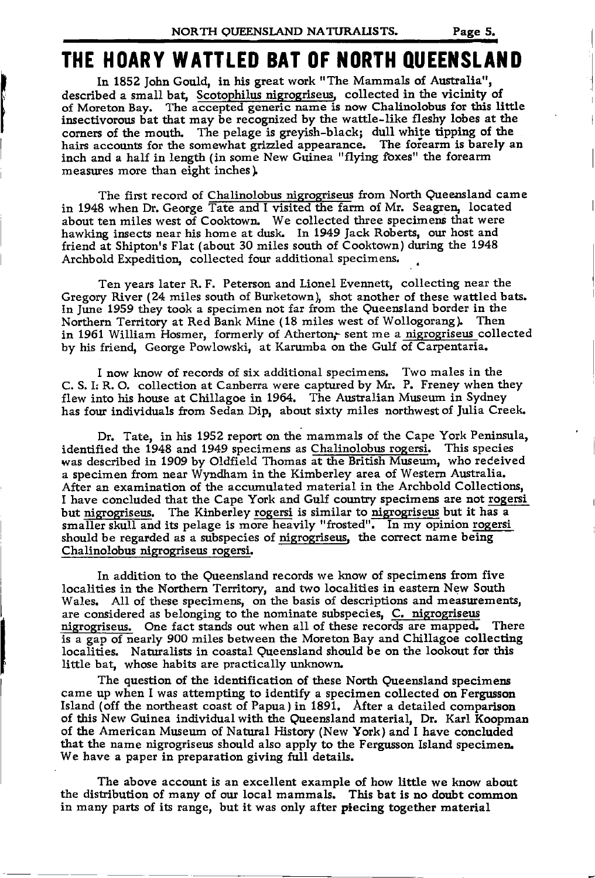# THE HOARY WATTLED BAT OF NORTH QUEENSLAND

In 1852 John Gould, in his great work "The Mammals of Australia", described a small bat, Scotophilus nigrogriseus, collected in the vicinity of of Moreton Bay. The accepted generic name is now Chalinolobus for this little insectivorous bat that may be recognized by the wattle-like fleshy lobes at the corners of the mouth. The pelage is greyish-black; dull white tipping of the hairs accounts for the somewhat grizzled appearance. The forearm is barely an inch and a half in length (in some New Guinea "flying foxes" the forearm measures more than eight inches).

The first record of Chalinolobus nigrogriseus from North Queensland came in 1948 when Dr. George Tate and I visited the farm of Mr. Seagren, located about ten miles west of Cooktown. We collected three specimens that were hawking insects near his home at dusk. In 1949 Jack Roberts, our host and friend at Shipton's Flat (about 30 miles south of Cooktown) during the 1948 Archbold Expedition, collected four additional specimens.

Ten years later R. F. Peterson and Lionel Evennett, collecting near the Gregory River (24 miles south of Burketown), shot another of these wattled bats. In June 1959 they took a specimen not far from the Queensland border in the Northern Territory at Red Bank Mine (18 miles west of Wollogorang). Then in 1961 William Hosmer, formerly of Atherton, sent me a nigrogriseus collected by his friend, George Powlowski, at Karumba on the Gulf of Carpentaria.

I now know of records of six additional specimens. Two males in the C. S. I. R. O. collection at Canberra were captured by Mr. P. Freney when they flew into his house at Chillagoe in 1964. The Australian Museum in Sydney has four individuals from Sedan Dip, about sixty miles northwest of Julia Creek.

Dr. Tate, in his 1952 report on the mammals of the Cape York Peninsula, identified the 1948 and 1949 specimens as Chalinolobus rogersi. This species was described in 1909 by Oldfield Thomas at the British Museum, who received a specimen from near Wyndham in the Kimberley area of Western Australia. After an examination of the accumulated material in the Archbold Collections, I have concluded that the Cape York and Gulf country specimens are not rogersi but nigrogriseus. The Kimberley rogersi is similar to nigrogriseus but it has a smaller skull and its pelage is more heavily "frosted". In my opinion rogersi should be regarded as a subspecies of nigrogriseus, the correct name being Chalinolobus nigrogriseus rogersi.

In addition to the Queensland records we know of specimens from five localities in the Northern Territory, and two localities in eastern New South Wales. All of these specimens, on the basis of descriptions and measurements, are considered as belonging to the nominate subspecies, C. nigrogriseus nigrogriseus. One fact stands out when all of these records are mapped. There is a gap of nearly 900 miles between the Moreton Bay and Chillagoe collecting localities. Naturalists in coastal Queensland should be on the lookout for this little bat, whose habits are practically unknown.

The question of the identification of these North Queensland specimens came up when I was attempting to identify a specimen collected on Fergusson Island (off the northeast coast of Papua) in 1891. After a detailed comparison of this New Guinea individual with the Queensland material, Dr. Karl Koopman of the American Museum of Natural History (New York) and I have concluded that the name nigrogriseus should also apply to the Fergusson Island specimen. We have a paper in preparation giving full details.

The above account is an excellent example of how little we know about the distribution of many of our local mammals. This bat is no doubt common in many parts of its range, but it was only after piecing together material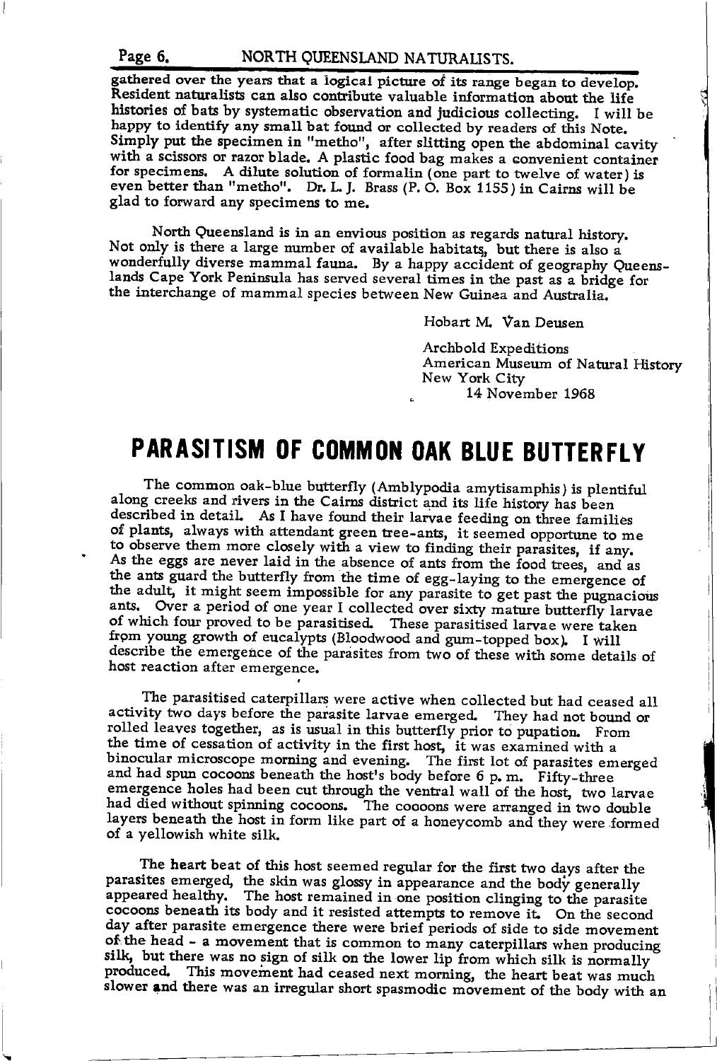gathered over the years that a logical picture of its range began to develop. Resident naturalists can also contribute valuable information about the life histories of bats by systematic observation and judicious collecting. I will be happy to identify any small bat found or collected by readers of this Note. Simply put the specimen in "metho", after slitting open the abdominal cavity with a scissors or razor blade. A plastic food bag makes a convenient container for specimens. A dilute solution of formalin (one part to twelve of water) is even better than "metho". Dr. L. J. Brass (P. O. Box 1155) in Cairns will be glad to forward any specimens to me.

North Queensland is in an envious position as regards natural history. Not only is there a large number of available habitats, but there is also a wonderfully diverse mammal fauna. By a happy accident of geography Queenslands Cape York Peninsula has served several times in the past as a bridge for the interchange of mammal species between New Guinea and Australia.

Hobart M. Van Deusen

Archbold Expeditions
American Museum of Natural History
New York City
14 November 1968

# PARASITISM OF COMMON OAK BLUE BUTTERFLY

The common oak-blue butterfly (Amblypodia amytisamphis) is plentiful along creeks and rivers in the Cairns district and its life history has been described in detail. As I have found their larvae feeding on three families of plants, always with attendant green tree-ants, it seemed opportune to me to observe them more closely with a view to finding their parasites, if any. As the eggs are never laid in the absence of ants from the food trees, and as the ants guard the butterfly from the time of egg-laying to the emergence of the adult, it might seem impossible for any parasite to get past the pugnacious ants. Over a period of one year I collected over sixty mature butterfly larvae of which four proved to be parasitised. These parasitised larvae were taken from young growth of eucalypts (Bloodwood and gum-topped box). I will describe the emergence of the parasites from two of these with some details of host reaction after emergence.

The parasitised caterpillars were active when collected but had ceased all activity two days before the parasite larvae emerged. They had not bound or rolled leaves together, as is usual in this butterfly prior to pupation. From the time of cessation of activity in the first host, it was examined with a binocular microscope morning and evening. The first lot of parasites emerged and had spun cocoons beneath the host's body before 6 p. m. Fifty-three emergence holes had been cut through the ventral wall of the host, two larvae had died without spinning cocoons. The coooons were arranged in two double layers beneath the host in form like part of a honeycomb and they were formed of a yellowish white silk.

The heart beat of this host seemed regular for the first two days after the parasites emerged, the skin was glossy in appearance and the body generally appeared healthy. The host remained in one position clinging to the parasite cocoons beneath its body and it resisted attempts to remove it. On the second day after parasite emergence there were brief periods of side to side movement of the head - a movement that is common to many caterpillars when producing silk, but there was no sign of silk on the lower lip from which silk is normally produced. This movement had ceased next morning, the heart beat was much slower and there was an irregular short spasmodic movement of the body with an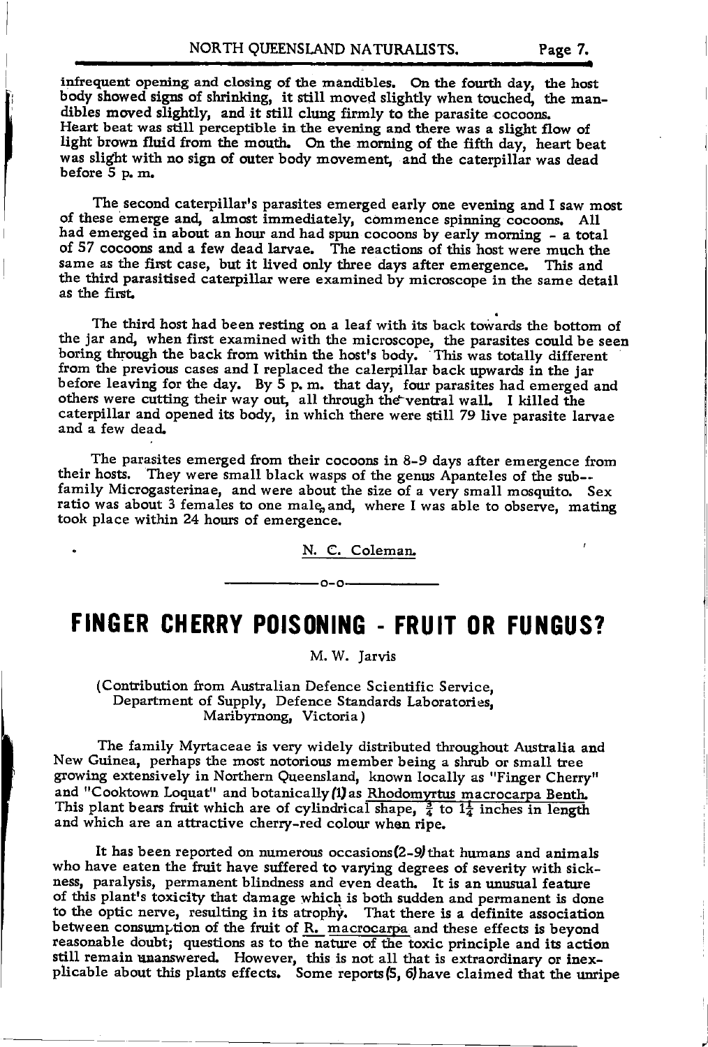infrequent opening and closing of the mandibles. On the fourth day, the host body showed signs of shrinking, it still moved slightly when touched, the mandibles moved slightly, and it still clung firmly to the parasite cocoons. Heart beat was still perceptible in the evening and there was a slight flow of light brown fluid from the mouth. On the morning of the fifth day, heart beat was slight with no sign of outer body movement, and the caterpillar was dead before 5 p.m.

The second caterpillar's parasites emerged early one evening and I saw most of these emerge and, almost immediately, commence spinning cocoons. All had emerged in about an hour and had spun cocoons by early morning - a total of 57 cocoons and a few dead larvae. The reactions of this host were much the same as the first case, but it lived only three days after emergence. This and the third parasitised caterpillar were examined by microscope in the same detail as the first.

The third host had been resting on a leaf with its back towards the bottom of the jar and, when first examined with the microscope, the parasites could be seen boring through the back from within the host's body. This was totally different from the previous cases and I replaced the calerpillar back upwards in the jar before leaving for the day. By 5 p.m. that day, four parasites had emerged and others were cutting their way out, all through the ventral wall. I killed the caterpillar and opened its body, in which there were still 79 live parasite larvae and a few dead.

The parasites emerged from their cocoons in 8-9 days after emergence from their hosts. They were small black wasps of the genus Apanteles of the sub--family Microgasterinae, and were about the size of a very small mosquito. Sex ratio was about 3 females to one male, and, where I was able to observe, mating took place within 24 hours of emergence.

N. C. Coleman.

-o-o-

# FINGER CHERRY POISONING - FRUIT OR FUNGUS?

M. W. Jarvis

(Contribution from Australian Defence Scientific Service, Department of Supply, Defence Standards Laboratories, Maribyrnong, Victoria)

The family Myrtaceae is very widely distributed throughout Australia and New Guinea, perhaps the most notorious member being a shrub or small tree growing extensively in Northern Queensland, known locally as "Finger Cherry" and "Cooktown Loquat" and botanically (1) as Rhodomyrtus macrocarpa Benth. This plant bears fruit which are of cylindrical shape, $\frac{3}{4}$ to $1\frac{1}{4}$ inches in length and which are an attractive cherry-red colour when ripe.

It has been reported on numerous occasions (2-9) that humans and animals who have eaten the fruit have suffered to varying degrees of severity with sickness, paralysis, permanent blindness and even death. It is an unusual feature of this plant's toxicity that damage which is both sudden and permanent is done to the optic nerve, resulting in its atrophy. That there is a definite association between consumption of the fruit of R. macrocarpa and these effects is beyond reasonable doubt; questions as to the nature of the toxic principle and its action still remain unanswered. However, this is not all that is extraordinary or inexplicable about this plants effects. Some reports (5, 6) have claimed that the unripe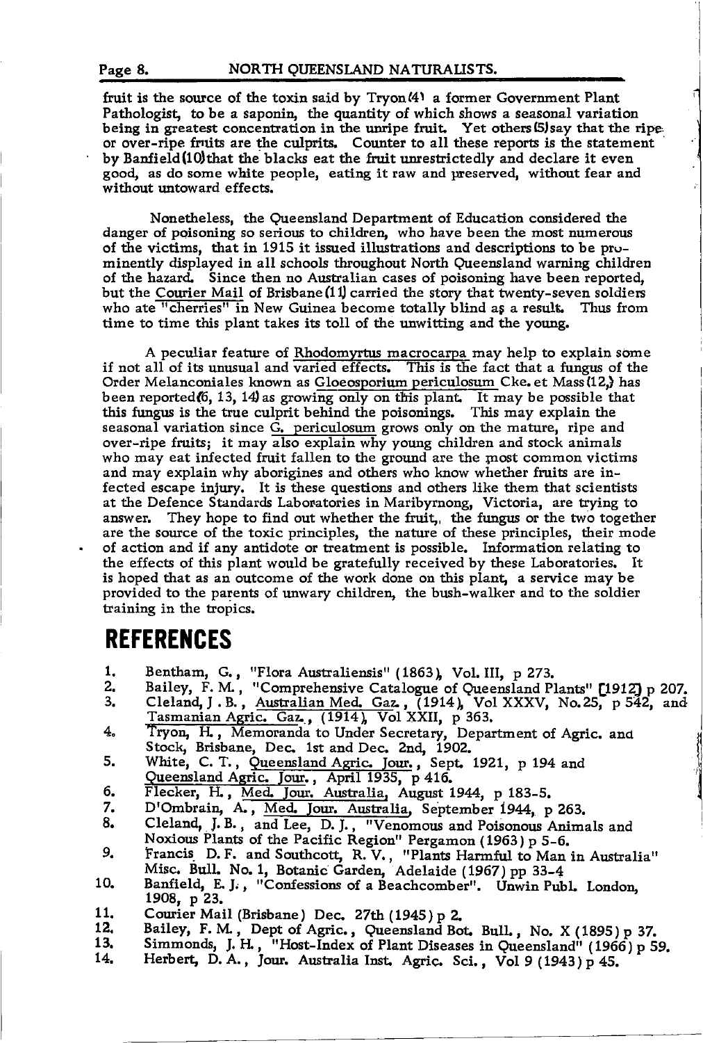fruit is the source of the toxin said by Tryon(4) a former Government Plant Pathologist, to be a saponin, the quantity of which shows a seasonal variation being in greatest concentration in the unripe fruit. Yet others(5) say that the ripe or over-ripe fruits are the culprits. Counter to all these reports is the statement by Banfield(10) that the blacks eat the fruit unrestrictedly and declare it even good, as do some white people, eating it raw and preserved, without fear and without untoward effects.

Nonetheless, the Queensland Department of Education considered the danger of poisoning so serious to children, who have been the most numerous of the victims, that in 1915 it issued illustrations and descriptions to be prominently displayed in all schools throughout North Queensland warning children of the hazard. Since then no Australian cases of poisoning have been reported, but the Courier Mail of Brisbane(11) carried the story that twenty-seven soldiers who ate "cherries" in New Guinea become totally blind as a result. Thus from time to time this plant takes its toll of the unwitting and the young.

A peculiar feature of Rhodomyrtus macrocarpa may help to explain some if not all of its unusual and varied effects. This is the fact that a fungus of the Order Melanconiales known as Gloeosporium periculosum Cke. et Mass(12,) has been reported(6, 13, 14) as growing only on this plant. It may be possible that this fungus is the true culprit behind the poisonings. This may explain the seasonal variation since G. periculosum grows only on the mature, ripe and over-ripe fruits; it may also explain why young children and stock animals who may eat infected fruit fallen to the ground are the most common victims and may explain why aborigines and others who know whether fruits are infected escape injury. It is these questions and others like them that scientists at the Defence Standards Laboratories in Maribyrnong, Victoria, are trying to answer. They hope to find out whether the fruit, the fungus or the two together are the source of the toxic principles, the nature of these principles, their mode of action and if any antidote or treatment is possible. Information relating to the effects of this plant would be gratefully received by these Laboratories. It is hoped that as an outcome of the work done on this plant, a service may be provided to the parents of unwary children, the bush-walker and to the soldier training in the tropics.

# REFERENCES

1. Bentham, G., "Flora Australiensis" (1863), Vol. III, p 273.
2. Bailey, F. M., "Comprehensive Catalogue of Queensland Plants" [1912] p 207.
3. Cleland, J. B., Australian Med. Gaz., (1914), Vol XXXV, No.25, p 542, and Tasmanian Agric. Gaz., (1914), Vol XXII, p 363.
4. Tryon, H., Memoranda to Under Secretary, Department of Agric. and Stock, Brisbane, Dec. 1st and Dec. 2nd, 1902.
5. White, C. T., Queensland Agric. Jour., Sept. 1921, p 194 and Queensland Agric. Jour., April 1935, p 416.
6. Flecker, H., Med. Jour. Australia, August 1944, p 183-5.
7. D'Ombrain, A., Med. Jour. Australia, September 1944, p 263.
8. Cleland, J. B., and Lee, D. J., "Venomous and Poisonous Animals and Noxious Plants of the Pacific Region" Pergamon (1963) p 5-6.
9. Francis D. F. and Southcott, R. V., "Plants Harmful to Man in Australia" Misc. Bull. No. 1, Botanic Garden, Adelaide (1967) pp 33-4
10. Banfield, E. J., "Confessions of a Beachcomber". Unwin Publ. London, 1908, p 23.
11. Courier Mail (Brisbane) Dec. 27th (1945) p 2.
12. Bailey, F. M., Dept of Agric., Queensland Bot. Bull., No. X (1895) p 37.
13. Simmonds, J. H., "Host-Index of Plant Diseases in Queensland" (1966) p 59.
14. Herbert, D. A., Jour. Australia Inst. Agric. Sci., Vol 9 (1943) p 45.